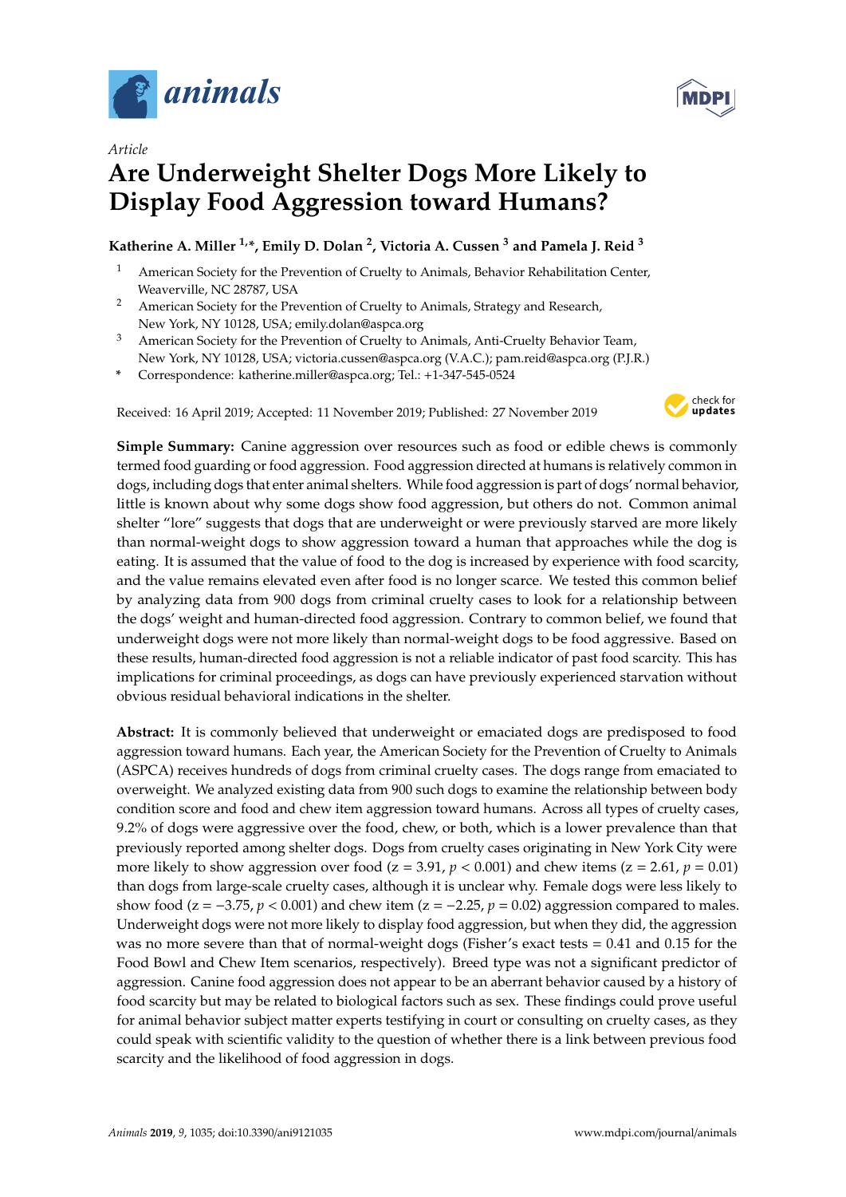*animals*

*Article*

# Are Underweight Shelter Dogs More Likely to Display Food Aggression toward Humans?

**Katherine A. Miller [1,*], Emily D. Dolan [2], Victoria A. Cussen [3] and Pamela J. Reid [3]**

1. American Society for the Prevention of Cruelty to Animals, Behavior Rehabilitation Center, Weaverville, NC 28787, USA
2. American Society for the Prevention of Cruelty to Animals, Strategy and Research, New York, NY 10128, USA; emily.dolan@aspca.org
3. American Society for the Prevention of Cruelty to Animals, Anti-Cruelty Behavior Team, New York, NY 10128, USA; victoria.cussen@aspca.org (V.A.C.); pam.reid@aspca.org (P.J.R.)

\* Correspondence: katherine.miller@aspca.org; Tel.: +1-347-545-0524

Received: 16 April 2019; Accepted: 11 November 2019; Published: 27 November 2019

**Simple Summary:** Canine aggression over resources such as food or edible chews is commonly termed food guarding or food aggression. Food aggression directed at humans is relatively common in dogs, including dogs that enter animal shelters. While food aggression is part of dogs' normal behavior, little is known about why some dogs show food aggression, but others do not. Common animal shelter "lore" suggests that dogs that are underweight or were previously starved are more likely than normal-weight dogs to show aggression toward a human that approaches while the dog is eating. It is assumed that the value of food to the dog is increased by experience with food scarcity, and the value remains elevated even after food is no longer scarce. We tested this common belief by analyzing data from 900 dogs from criminal cruelty cases to look for a relationship between the dogs' weight and human-directed food aggression. Contrary to common belief, we found that underweight dogs were not more likely than normal-weight dogs to be food aggressive. Based on these results, human-directed food aggression is not a reliable indicator of past food scarcity. This has implications for criminal proceedings, as dogs can have previously experienced starvation without obvious residual behavioral indications in the shelter.

**Abstract:** It is commonly believed that underweight or emaciated dogs are predisposed to food aggression toward humans. Each year, the American Society for the Prevention of Cruelty to Animals (ASPCA) receives hundreds of dogs from criminal cruelty cases. The dogs range from emaciated to overweight. We analyzed existing data from 900 such dogs to examine the relationship between body condition score and food and chew item aggression toward humans. Across all types of cruelty cases, 9.2% of dogs were aggressive over the food, chew, or both, which is a lower prevalence than that previously reported among shelter dogs. Dogs from cruelty cases originating in New York City were more likely to show aggression over food ($z = 3.91$, $p < 0.001$) and chew items ($z = 2.61$, $p = 0.01$) than dogs from large-scale cruelty cases, although it is unclear why. Female dogs were less likely to show food ($z = -3.75$, $p < 0.001$) and chew item ($z = -2.25$, $p = 0.02$) aggression compared to males. Underweight dogs were not more likely to display food aggression, but when they did, the aggression was no more severe than that of normal-weight dogs (Fisher's exact tests = 0.41 and 0.15 for the Food Bowl and Chew Item scenarios, respectively). Breed type was not a significant predictor of aggression. Canine food aggression does not appear to be an aberrant behavior caused by a history of food scarcity but may be related to biological factors such as sex. These findings could prove useful for animal behavior subject matter experts testifying in court or consulting on cruelty cases, as they could speak with scientific validity to the question of whether there is a link between previous food scarcity and the likelihood of food aggression in dogs.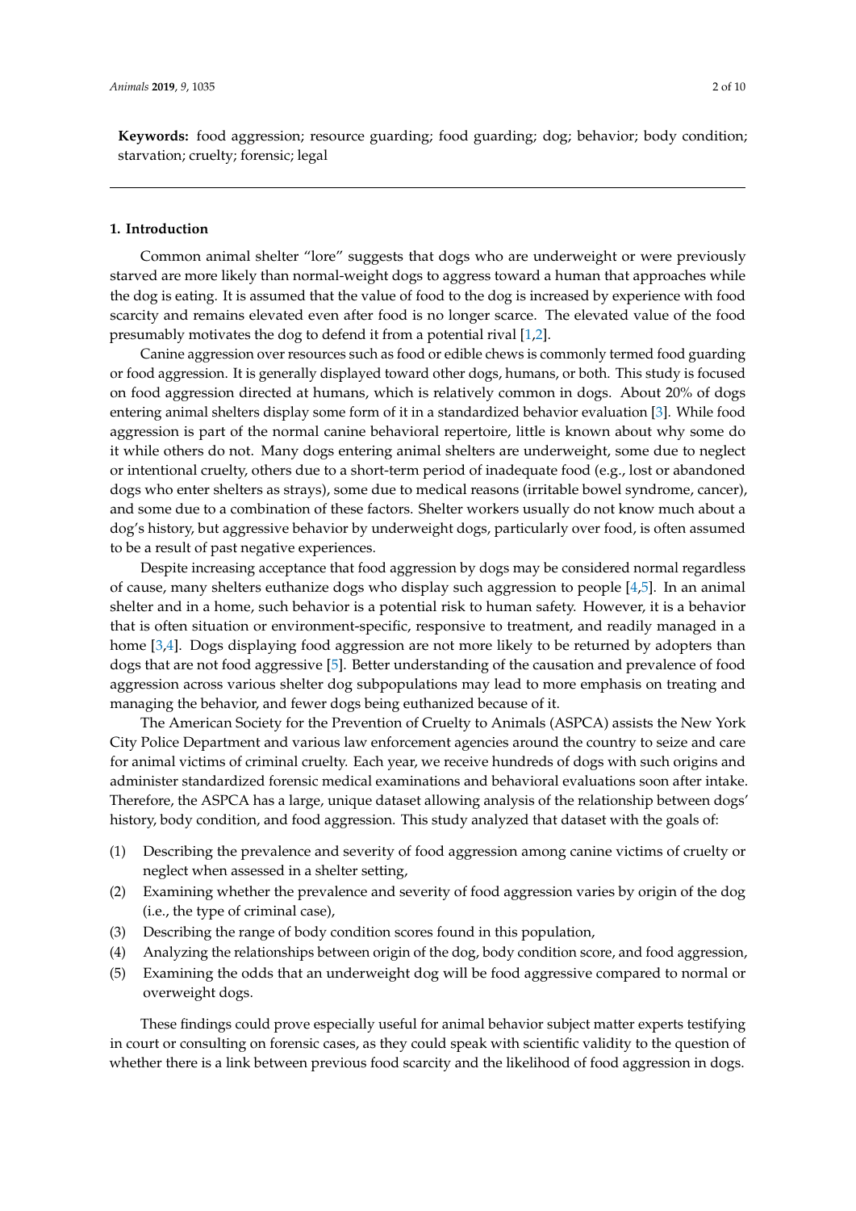**Keywords:** food aggression; resource guarding; food guarding; dog; behavior; body condition; starvation; cruelty; forensic; legal

## 1. Introduction

Common animal shelter "lore" suggests that dogs who are underweight or were previously starved are more likely than normal-weight dogs to aggress toward a human that approaches while the dog is eating. It is assumed that the value of food to the dog is increased by experience with food scarcity and remains elevated even after food is no longer scarce. The elevated value of the food presumably motivates the dog to defend it from a potential rival [1,2].

Canine aggression over resources such as food or edible chews is commonly termed food guarding or food aggression. It is generally displayed toward other dogs, humans, or both. This study is focused on food aggression directed at humans, which is relatively common in dogs. About 20% of dogs entering animal shelters display some form of it in a standardized behavior evaluation [3]. While food aggression is part of the normal canine behavioral repertoire, little is known about why some do it while others do not. Many dogs entering animal shelters are underweight, some due to neglect or intentional cruelty, others due to a short-term period of inadequate food (e.g., lost or abandoned dogs who enter shelters as strays), some due to medical reasons (irritable bowel syndrome, cancer), and some due to a combination of these factors. Shelter workers usually do not know much about a dog's history, but aggressive behavior by underweight dogs, particularly over food, is often assumed to be a result of past negative experiences.

Despite increasing acceptance that food aggression by dogs may be considered normal regardless of cause, many shelters euthanize dogs who display such aggression to people [4,5]. In an animal shelter and in a home, such behavior is a potential risk to human safety. However, it is a behavior that is often situation or environment-specific, responsive to treatment, and readily managed in a home [3,4]. Dogs displaying food aggression are not more likely to be returned by adopters than dogs that are not food aggressive [5]. Better understanding of the causation and prevalence of food aggression across various shelter dog subpopulations may lead to more emphasis on treating and managing the behavior, and fewer dogs being euthanized because of it.

The American Society for the Prevention of Cruelty to Animals (ASPCA) assists the New York City Police Department and various law enforcement agencies around the country to seize and care for animal victims of criminal cruelty. Each year, we receive hundreds of dogs with such origins and administer standardized forensic medical examinations and behavioral evaluations soon after intake. Therefore, the ASPCA has a large, unique dataset allowing analysis of the relationship between dogs' history, body condition, and food aggression. This study analyzed that dataset with the goals of:

(1) Describing the prevalence and severity of food aggression among canine victims of cruelty or neglect when assessed in a shelter setting,
(2) Examining whether the prevalence and severity of food aggression varies by origin of the dog (i.e., the type of criminal case),
(3) Describing the range of body condition scores found in this population,
(4) Analyzing the relationships between origin of the dog, body condition score, and food aggression,
(5) Examining the odds that an underweight dog will be food aggressive compared to normal or overweight dogs.

These findings could prove especially useful for animal behavior subject matter experts testifying in court or consulting on forensic cases, as they could speak with scientific validity to the question of whether there is a link between previous food scarcity and the likelihood of food aggression in dogs.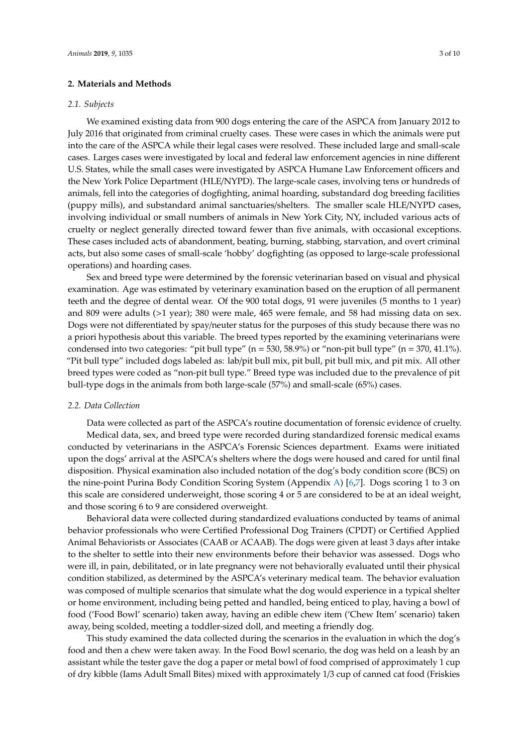## 2. Materials and Methods

### 2.1. Subjects

We examined existing data from 900 dogs entering the care of the ASPCA from January 2012 to July 2016 that originated from criminal cruelty cases. These were cases in which the animals were put into the care of the ASPCA while their legal cases were resolved. These included large and small-scale cases. Larges cases were investigated by local and federal law enforcement agencies in nine different U.S. States, while the small cases were investigated by ASPCA Humane Law Enforcement officers and the New York Police Department (HLE/NYPD). The large-scale cases, involving tens or hundreds of animals, fell into the categories of dogfighting, animal hoarding, substandard dog breeding facilities (puppy mills), and substandard animal sanctuaries/shelters. The smaller scale HLE/NYPD cases, involving individual or small numbers of animals in New York City, NY, included various acts of cruelty or neglect generally directed toward fewer than five animals, with occasional exceptions. These cases included acts of abandonment, beating, burning, stabbing, starvation, and overt criminal acts, but also some cases of small-scale 'hobby' dogfighting (as opposed to large-scale professional operations) and hoarding cases.

Sex and breed type were determined by the forensic veterinarian based on visual and physical examination. Age was estimated by veterinary examination based on the eruption of all permanent teeth and the degree of dental wear. Of the 900 total dogs, 91 were juveniles (5 months to 1 year) and 809 were adults (>1 year); 380 were male, 465 were female, and 58 had missing data on sex. Dogs were not differentiated by spay/neuter status for the purposes of this study because there was no a priori hypothesis about this variable. The breed types reported by the examining veterinarians were condensed into two categories: "pit bull type" (n = 530, 58.9%) or "non-pit bull type" (n = 370, 41.1%). "Pit bull type" included dogs labeled as: lab/pit bull mix, pit bull, pit bull mix, and pit mix. All other breed types were coded as "non-pit bull type." Breed type was included due to the prevalence of pit bull-type dogs in the animals from both large-scale (57%) and small-scale (65%) cases.

### 2.2. Data Collection

Data were collected as part of the ASPCA's routine documentation of forensic evidence of cruelty.

Medical data, sex, and breed type were recorded during standardized forensic medical exams conducted by veterinarians in the ASPCA's Forensic Sciences department. Exams were initiated upon the dogs' arrival at the ASPCA's shelters where the dogs were housed and cared for until final disposition. Physical examination also included notation of the dog's body condition score (BCS) on the nine-point Purina Body Condition Scoring System (Appendix A) [6,7]. Dogs scoring 1 to 3 on this scale are considered underweight, those scoring 4 or 5 are considered to be at an ideal weight, and those scoring 6 to 9 are considered overweight.

Behavioral data were collected during standardized evaluations conducted by teams of animal behavior professionals who were Certified Professional Dog Trainers (CPDT) or Certified Applied Animal Behaviorists or Associates (CAAB or ACAAB). The dogs were given at least 3 days after intake to the shelter to settle into their new environments before their behavior was assessed. Dogs who were ill, in pain, debilitated, or in late pregnancy were not behaviorally evaluated until their physical condition stabilized, as determined by the ASPCA's veterinary medical team. The behavior evaluation was composed of multiple scenarios that simulate what the dog would experience in a typical shelter or home environment, including being petted and handled, being enticed to play, having a bowl of food ('Food Bowl' scenario) taken away, having an edible chew item ('Chew Item' scenario) taken away, being scolded, meeting a toddler-sized doll, and meeting a friendly dog.

This study examined the data collected during the scenarios in the evaluation in which the dog's food and then a chew were taken away. In the Food Bowl scenario, the dog was held on a leash by an assistant while the tester gave the dog a paper or metal bowl of food comprised of approximately 1 cup of dry kibble (Iams Adult Small Bites) mixed with approximately 1/3 cup of canned cat food (Friskies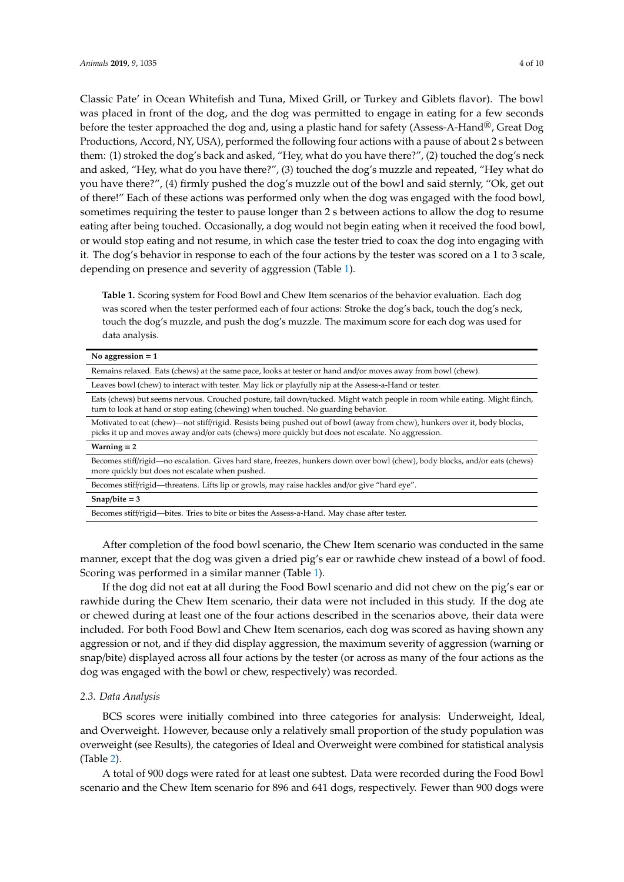Classic Pate' in Ocean Whitefish and Tuna, Mixed Grill, or Turkey and Giblets flavor). The bowl was placed in front of the dog, and the dog was permitted to engage in eating for a few seconds before the tester approached the dog and, using a plastic hand for safety (Assess-A-Hand®, Great Dog Productions, Accord, NY, USA), performed the following four actions with a pause of about 2 s between them: (1) stroked the dog's back and asked, "Hey, what do you have there?", (2) touched the dog's neck and asked, "Hey, what do you have there?", (3) touched the dog's muzzle and repeated, "Hey what do you have there?", (4) firmly pushed the dog's muzzle out of the bowl and said sternly, "Ok, get out of there!" Each of these actions was performed only when the dog was engaged with the food bowl, sometimes requiring the tester to pause longer than 2 s between actions to allow the dog to resume eating after being touched. Occasionally, a dog would not begin eating when it received the food bowl, or would stop eating and not resume, in which case the tester tried to coax the dog into engaging with it. The dog's behavior in response to each of the four actions by the tester was scored on a 1 to 3 scale, depending on presence and severity of aggression (Table 1).

**Table 1.** Scoring system for Food Bowl and Chew Item scenarios of the behavior evaluation. Each dog was scored when the tester performed each of four actions: Stroke the dog's back, touch the dog's neck, touch the dog's muzzle, and push the dog's muzzle. The maximum score for each dog was used for data analysis.

| **No aggression = 1** |
| --- |
| Remains relaxed. Eats (chews) at the same pace, looks at tester or hand and/or moves away from bowl (chew). |
| Leaves bowl (chew) to interact with tester. May lick or playfully nip at the Assess-a-Hand or tester. |
| Eats (chews) but seems nervous. Crouched posture, tail down/tucked. Might watch people in room while eating. Might flinch, turn to look at hand or stop eating (chewing) when touched. No guarding behavior. |
| Motivated to eat (chew)—not stiff/rigid. Resists being pushed out of bowl (away from chew), hunkers over it, body blocks, picks it up and moves away and/or eats (chews) more quickly but does not escalate. No aggression. |
| **Warning = 2** |
| Becomes stiff/rigid—no escalation. Gives hard stare, freezes, hunkers down over bowl (chew), body blocks, and/or eats (chews) more quickly but does not escalate when pushed. |
| Becomes stiff/rigid—threatens. Lifts lip or growls, may raise hackles and/or give "hard eye". |
| **Snap/bite = 3** |
| Becomes stiff/rigid—bites. Tries to bite or bites the Assess-a-Hand. May chase after tester. |

After completion of the food bowl scenario, the Chew Item scenario was conducted in the same manner, except that the dog was given a dried pig's ear or rawhide chew instead of a bowl of food. Scoring was performed in a similar manner (Table 1).

If the dog did not eat at all during the Food Bowl scenario and did not chew on the pig's ear or rawhide during the Chew Item scenario, their data were not included in this study. If the dog ate or chewed during at least one of the four actions described in the scenarios above, their data were included. For both Food Bowl and Chew Item scenarios, each dog was scored as having shown any aggression or not, and if they did display aggression, the maximum severity of aggression (warning or snap/bite) displayed across all four actions by the tester (or across as many of the four actions as the dog was engaged with the bowl or chew, respectively) was recorded.

### 2.3. Data Analysis

BCS scores were initially combined into three categories for analysis: Underweight, Ideal, and Overweight. However, because only a relatively small proportion of the study population was overweight (see Results), the categories of Ideal and Overweight were combined for statistical analysis (Table 2).

A total of 900 dogs were rated for at least one subtest. Data were recorded during the Food Bowl scenario and the Chew Item scenario for 896 and 641 dogs, respectively. Fewer than 900 dogs were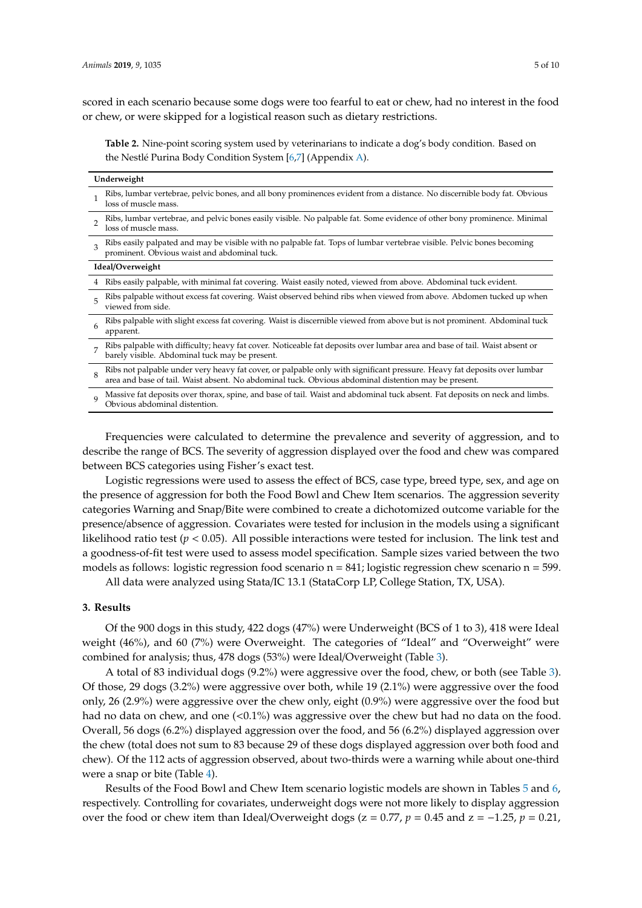scored in each scenario because some dogs were too fearful to eat or chew, had no interest in the food or chew, or were skipped for a logistical reason such as dietary restrictions.

**Table 2.** Nine-point scoring system used by veterinarians to indicate a dog's body condition. Based on the Nestlé Purina Body Condition System [6,7] (Appendix A).

| | |
|---|---|
| **Underweight** | |
| 1 | Ribs, lumbar vertebrae, pelvic bones, and all bony prominences evident from a distance. No discernible body fat. Obvious loss of muscle mass. |
| 2 | Ribs, lumbar vertebrae, and pelvic bones easily visible. No palpable fat. Some evidence of other bony prominence. Minimal loss of muscle mass. |
| 3 | Ribs easily palpated and may be visible with no palpable fat. Tops of lumbar vertebrae visible. Pelvic bones becoming prominent. Obvious waist and abdominal tuck. |
| **Ideal/Overweight** | |
| 4 | Ribs easily palpable, with minimal fat covering. Waist easily noted, viewed from above. Abdominal tuck evident. |
| 5 | Ribs palpable without excess fat covering. Waist observed behind ribs when viewed from above. Abdomen tucked up when viewed from side. |
| 6 | Ribs palpable with slight excess fat covering. Waist is discernible viewed from above but is not prominent. Abdominal tuck apparent. |
| 7 | Ribs palpable with difficulty; heavy fat cover. Noticeable fat deposits over lumbar area and base of tail. Waist absent or barely visible. Abdominal tuck may be present. |
| 8 | Ribs not palpable under very heavy fat cover, or palpable only with significant pressure. Heavy fat deposits over lumbar area and base of tail. Waist absent. No abdominal tuck. Obvious abdominal distention may be present. |
| 9 | Massive fat deposits over thorax, spine, and base of tail. Waist and abdominal tuck absent. Fat deposits on neck and limbs. Obvious abdominal distention. |

Frequencies were calculated to determine the prevalence and severity of aggression, and to describe the range of BCS. The severity of aggression displayed over the food and chew was compared between BCS categories using Fisher's exact test.

Logistic regressions were used to assess the effect of BCS, case type, breed type, sex, and age on the presence of aggression for both the Food Bowl and Chew Item scenarios. The aggression severity categories Warning and Snap/Bite were combined to create a dichotomized outcome variable for the presence/absence of aggression. Covariates were tested for inclusion in the models using a significant likelihood ratio test ($p < 0.05$). All possible interactions were tested for inclusion. The link test and a goodness-of-fit test were used to assess model specification. Sample sizes varied between the two models as follows: logistic regression food scenario n = 841; logistic regression chew scenario n = 599.

All data were analyzed using Stata/IC 13.1 (StataCorp LP, College Station, TX, USA).

## 3. Results

Of the 900 dogs in this study, 422 dogs (47%) were Underweight (BCS of 1 to 3), 418 were Ideal weight (46%), and 60 (7%) were Overweight. The categories of "Ideal" and "Overweight" were combined for analysis; thus, 478 dogs (53%) were Ideal/Overweight (Table 3).

A total of 83 individual dogs (9.2%) were aggressive over the food, chew, or both (see Table 3). Of those, 29 dogs (3.2%) were aggressive over both, while 19 (2.1%) were aggressive over the food only, 26 (2.9%) were aggressive over the chew only, eight (0.9%) were aggressive over the food but had no data on chew, and one (<0.1%) was aggressive over the chew but had no data on the food. Overall, 56 dogs (6.2%) displayed aggression over the food, and 56 (6.2%) displayed aggression over the chew (total does not sum to 83 because 29 of these dogs displayed aggression over both food and chew). Of the 112 acts of aggression observed, about two-thirds were a warning while about one-third were a snap or bite (Table 4).

Results of the Food Bowl and Chew Item scenario logistic models are shown in Tables 5 and 6, respectively. Controlling for covariates, underweight dogs were not more likely to display aggression over the food or chew item than Ideal/Overweight dogs ($z = 0.77$, $p = 0.45$ and $z = -1.25$, $p = 0.21$,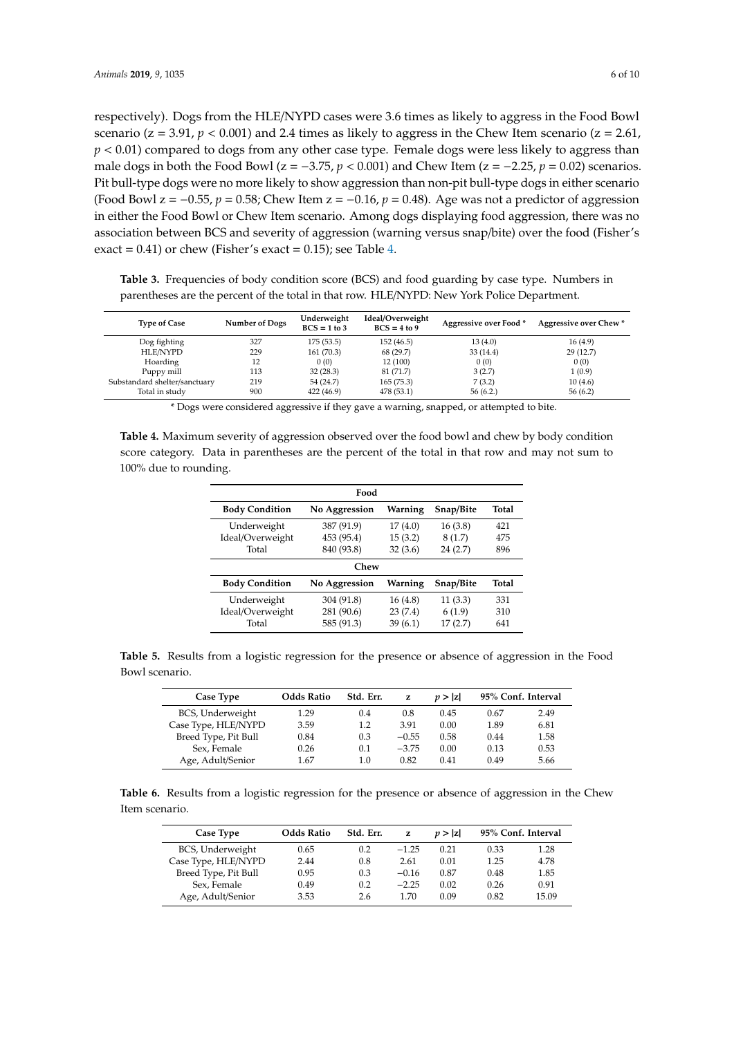respectively). Dogs from the HLE/NYPD cases were 3.6 times as likely to aggress in the Food Bowl scenario ($z = 3.91$, $p < 0.001$) and 2.4 times as likely to aggress in the Chew Item scenario ($z = 2.61$, $p < 0.01$) compared to dogs from any other case type. Female dogs were less likely to aggress than male dogs in both the Food Bowl ($z = -3.75$, $p < 0.001$) and Chew Item ($z = -2.25$, $p = 0.02$) scenarios. Pit bull-type dogs were no more likely to show aggression than non-pit bull-type dogs in either scenario (Food Bowl $z = -0.55$, $p = 0.58$; Chew Item $z = -0.16$, $p = 0.48$). Age was not a predictor of aggression in either the Food Bowl or Chew Item scenario. Among dogs displaying food aggression, there was no association between BCS and severity of aggression (warning versus snap/bite) over the food (Fisher's exact = 0.41) or chew (Fisher's exact = 0.15); see Table 4.

**Table 3.** Frequencies of body condition score (BCS) and food guarding by case type. Numbers in parentheses are the percent of the total in that row. HLE/NYPD: New York Police Department.

| Type of Case | Number of Dogs | Underweight BCS = 1 to 3 | Ideal/Overweight BCS = 4 to 9 | Aggressive over Food * | Aggressive over Chew * |
|---|---|---|---|---|---|
| Dog fighting | 327 | 175 (53.5) | 152 (46.5) | 13 (4.0) | 16 (4.9) |
| HLE/NYPD | 229 | 161 (70.3) | 68 (29.7) | 33 (14.4) | 29 (12.7) |
| Hoarding | 12 | 0 (0) | 12 (100) | 0 (0) | 0 (0) |
| Puppy mill | 113 | 32 (28.3) | 81 (71.7) | 3 (2.7) | 1 (0.9) |
| Substandard shelter/sanctuary | 219 | 54 (24.7) | 165 (75.3) | 7 (3.2) | 10 (4.6) |
| Total in study | 900 | 422 (46.9) | 478 (53.1) | 56 (6.2.) | 56 (6.2) |

\* Dogs were considered aggressive if they gave a warning, snapped, or attempted to bite.

**Table 4.** Maximum severity of aggression observed over the food bowl and chew by body condition score category. Data in parentheses are the percent of the total in that row and may not sum to 100% due to rounding.

| Food | | | | |
|---|---|---|---|---|
| **Body Condition** | **No Aggression** | **Warning** | **Snap/Bite** | **Total** |
| Underweight | 387 (91.9) | 17 (4.0) | 16 (3.8) | 421 |
| Ideal/Overweight | 453 (95.4) | 15 (3.2) | 8 (1.7) | 475 |
| Total | 840 (93.8) | 32 (3.6) | 24 (2.7) | 896 |
| **Chew** | | | | |
| **Body Condition** | **No Aggression** | **Warning** | **Snap/Bite** | **Total** |
| Underweight | 304 (91.8) | 16 (4.8) | 11 (3.3) | 331 |
| Ideal/Overweight | 281 (90.6) | 23 (7.4) | 6 (1.9) | 310 |
| Total | 585 (91.3) | 39 (6.1) | 17 (2.7) | 641 |

**Table 5.** Results from a logistic regression for the presence or absence of aggression in the Food Bowl scenario.

| Case Type | Odds Ratio | Std. Err. | z | $p > \|z\|$ | 95% Conf. Interval | |
|---|---|---|---|---|---|---|
| BCS, Underweight | 1.29 | 0.4 | 0.8 | 0.45 | 0.67 | 2.49 |
| Case Type, HLE/NYPD | 3.59 | 1.2 | 3.91 | 0.00 | 1.89 | 6.81 |
| Breed Type, Pit Bull | 0.84 | 0.3 | −0.55 | 0.58 | 0.44 | 1.58 |
| Sex, Female | 0.26 | 0.1 | −3.75 | 0.00 | 0.13 | 0.53 |
| Age, Adult/Senior | 1.67 | 1.0 | 0.82 | 0.41 | 0.49 | 5.66 |

**Table 6.** Results from a logistic regression for the presence or absence of aggression in the Chew Item scenario.

| Case Type | Odds Ratio | Std. Err. | z | $p > \|z\|$ | 95% Conf. Interval | |
|---|---|---|---|---|---|---|
| BCS, Underweight | 0.65 | 0.2 | −1.25 | 0.21 | 0.33 | 1.28 |
| Case Type, HLE/NYPD | 2.44 | 0.8 | 2.61 | 0.01 | 1.25 | 4.78 |
| Breed Type, Pit Bull | 0.95 | 0.3 | −0.16 | 0.87 | 0.48 | 1.85 |
| Sex, Female | 0.49 | 0.2 | −2.25 | 0.02 | 0.26 | 0.91 |
| Age, Adult/Senior | 3.53 | 2.6 | 1.70 | 0.09 | 0.82 | 15.09 |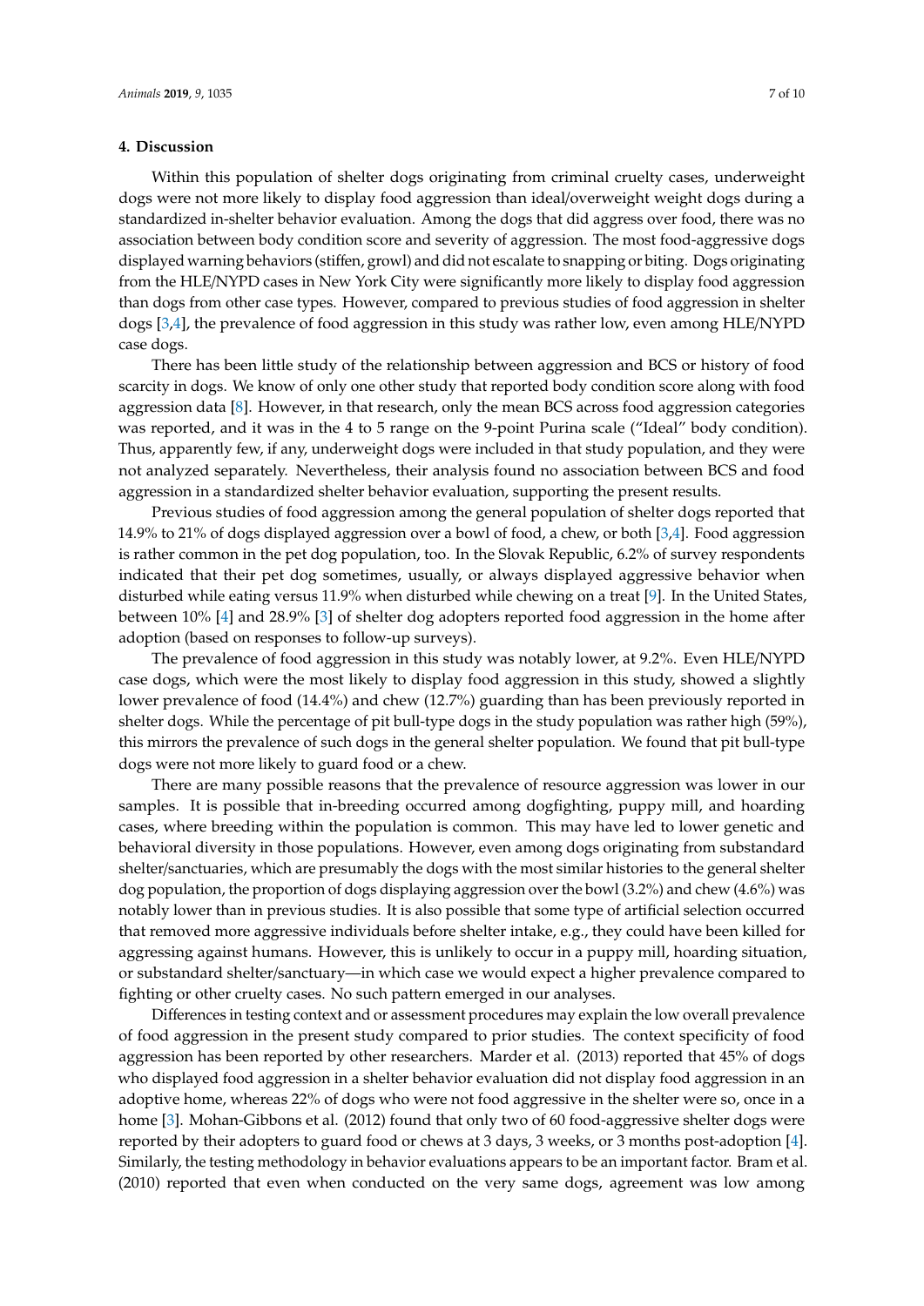## 4. Discussion

Within this population of shelter dogs originating from criminal cruelty cases, underweight dogs were not more likely to display food aggression than ideal/overweight weight dogs during a standardized in-shelter behavior evaluation. Among the dogs that did aggress over food, there was no association between body condition score and severity of aggression. The most food-aggressive dogs displayed warning behaviors (stiffen, growl) and did not escalate to snapping or biting. Dogs originating from the HLE/NYPD cases in New York City were significantly more likely to display food aggression than dogs from other case types. However, compared to previous studies of food aggression in shelter dogs [3,4], the prevalence of food aggression in this study was rather low, even among HLE/NYPD case dogs.

There has been little study of the relationship between aggression and BCS or history of food scarcity in dogs. We know of only one other study that reported body condition score along with food aggression data [8]. However, in that research, only the mean BCS across food aggression categories was reported, and it was in the 4 to 5 range on the 9-point Purina scale ("Ideal" body condition). Thus, apparently few, if any, underweight dogs were included in that study population, and they were not analyzed separately. Nevertheless, their analysis found no association between BCS and food aggression in a standardized shelter behavior evaluation, supporting the present results.

Previous studies of food aggression among the general population of shelter dogs reported that 14.9% to 21% of dogs displayed aggression over a bowl of food, a chew, or both [3,4]. Food aggression is rather common in the pet dog population, too. In the Slovak Republic, 6.2% of survey respondents indicated that their pet dog sometimes, usually, or always displayed aggressive behavior when disturbed while eating versus 11.9% when disturbed while chewing on a treat [9]. In the United States, between 10% [4] and 28.9% [3] of shelter dog adopters reported food aggression in the home after adoption (based on responses to follow-up surveys).

The prevalence of food aggression in this study was notably lower, at 9.2%. Even HLE/NYPD case dogs, which were the most likely to display food aggression in this study, showed a slightly lower prevalence of food (14.4%) and chew (12.7%) guarding than has been previously reported in shelter dogs. While the percentage of pit bull-type dogs in the study population was rather high (59%), this mirrors the prevalence of such dogs in the general shelter population. We found that pit bull-type dogs were not more likely to guard food or a chew.

There are many possible reasons that the prevalence of resource aggression was lower in our samples. It is possible that in-breeding occurred among dogfighting, puppy mill, and hoarding cases, where breeding within the population is common. This may have led to lower genetic and behavioral diversity in those populations. However, even among dogs originating from substandard shelter/sanctuaries, which are presumably the dogs with the most similar histories to the general shelter dog population, the proportion of dogs displaying aggression over the bowl (3.2%) and chew (4.6%) was notably lower than in previous studies. It is also possible that some type of artificial selection occurred that removed more aggressive individuals before shelter intake, e.g., they could have been killed for aggressing against humans. However, this is unlikely to occur in a puppy mill, hoarding situation, or substandard shelter/sanctuary—in which case we would expect a higher prevalence compared to fighting or other cruelty cases. No such pattern emerged in our analyses.

Differences in testing context and or assessment procedures may explain the low overall prevalence of food aggression in the present study compared to prior studies. The context specificity of food aggression has been reported by other researchers. Marder et al. (2013) reported that 45% of dogs who displayed food aggression in a shelter behavior evaluation did not display food aggression in an adoptive home, whereas 22% of dogs who were not food aggressive in the shelter were so, once in a home [3]. Mohan-Gibbons et al. (2012) found that only two of 60 food-aggressive shelter dogs were reported by their adopters to guard food or chews at 3 days, 3 weeks, or 3 months post-adoption [4]. Similarly, the testing methodology in behavior evaluations appears to be an important factor. Bram et al. (2010) reported that even when conducted on the very same dogs, agreement was low among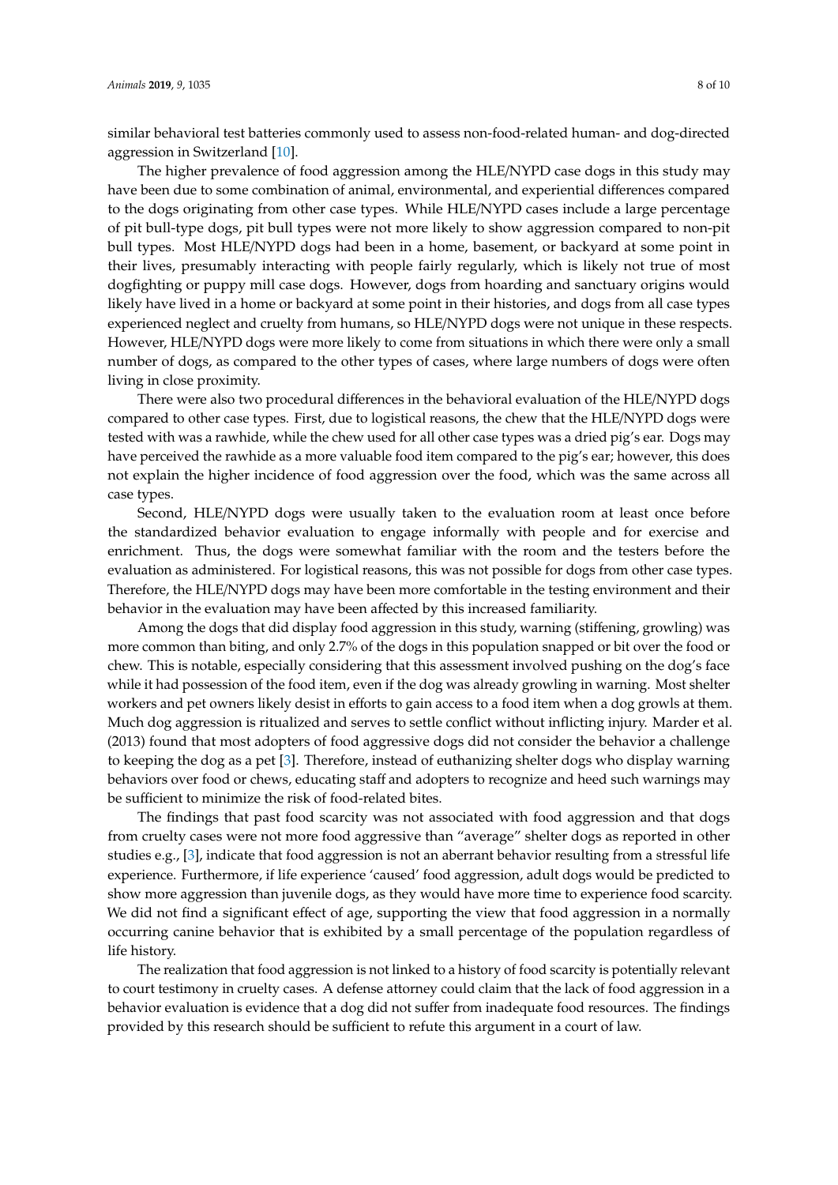similar behavioral test batteries commonly used to assess non-food-related human- and dog-directed aggression in Switzerland [10].

The higher prevalence of food aggression among the HLE/NYPD case dogs in this study may have been due to some combination of animal, environmental, and experiential differences compared to the dogs originating from other case types. While HLE/NYPD cases include a large percentage of pit bull-type dogs, pit bull types were not more likely to show aggression compared to non-pit bull types. Most HLE/NYPD dogs had been in a home, basement, or backyard at some point in their lives, presumably interacting with people fairly regularly, which is likely not true of most dogfighting or puppy mill case dogs. However, dogs from hoarding and sanctuary origins would likely have lived in a home or backyard at some point in their histories, and dogs from all case types experienced neglect and cruelty from humans, so HLE/NYPD dogs were not unique in these respects. However, HLE/NYPD dogs were more likely to come from situations in which there were only a small number of dogs, as compared to the other types of cases, where large numbers of dogs were often living in close proximity.

There were also two procedural differences in the behavioral evaluation of the HLE/NYPD dogs compared to other case types. First, due to logistical reasons, the chew that the HLE/NYPD dogs were tested with was a rawhide, while the chew used for all other case types was a dried pig's ear. Dogs may have perceived the rawhide as a more valuable food item compared to the pig's ear; however, this does not explain the higher incidence of food aggression over the food, which was the same across all case types.

Second, HLE/NYPD dogs were usually taken to the evaluation room at least once before the standardized behavior evaluation to engage informally with people and for exercise and enrichment. Thus, the dogs were somewhat familiar with the room and the testers before the evaluation as administered. For logistical reasons, this was not possible for dogs from other case types. Therefore, the HLE/NYPD dogs may have been more comfortable in the testing environment and their behavior in the evaluation may have been affected by this increased familiarity.

Among the dogs that did display food aggression in this study, warning (stiffening, growling) was more common than biting, and only 2.7% of the dogs in this population snapped or bit over the food or chew. This is notable, especially considering that this assessment involved pushing on the dog's face while it had possession of the food item, even if the dog was already growling in warning. Most shelter workers and pet owners likely desist in efforts to gain access to a food item when a dog growls at them. Much dog aggression is ritualized and serves to settle conflict without inflicting injury. Marder et al. (2013) found that most adopters of food aggressive dogs did not consider the behavior a challenge to keeping the dog as a pet [3]. Therefore, instead of euthanizing shelter dogs who display warning behaviors over food or chews, educating staff and adopters to recognize and heed such warnings may be sufficient to minimize the risk of food-related bites.

The findings that past food scarcity was not associated with food aggression and that dogs from cruelty cases were not more food aggressive than "average" shelter dogs as reported in other studies e.g., [3], indicate that food aggression is not an aberrant behavior resulting from a stressful life experience. Furthermore, if life experience 'caused' food aggression, adult dogs would be predicted to show more aggression than juvenile dogs, as they would have more time to experience food scarcity. We did not find a significant effect of age, supporting the view that food aggression in a normally occurring canine behavior that is exhibited by a small percentage of the population regardless of life history.

The realization that food aggression is not linked to a history of food scarcity is potentially relevant to court testimony in cruelty cases. A defense attorney could claim that the lack of food aggression in a behavior evaluation is evidence that a dog did not suffer from inadequate food resources. The findings provided by this research should be sufficient to refute this argument in a court of law.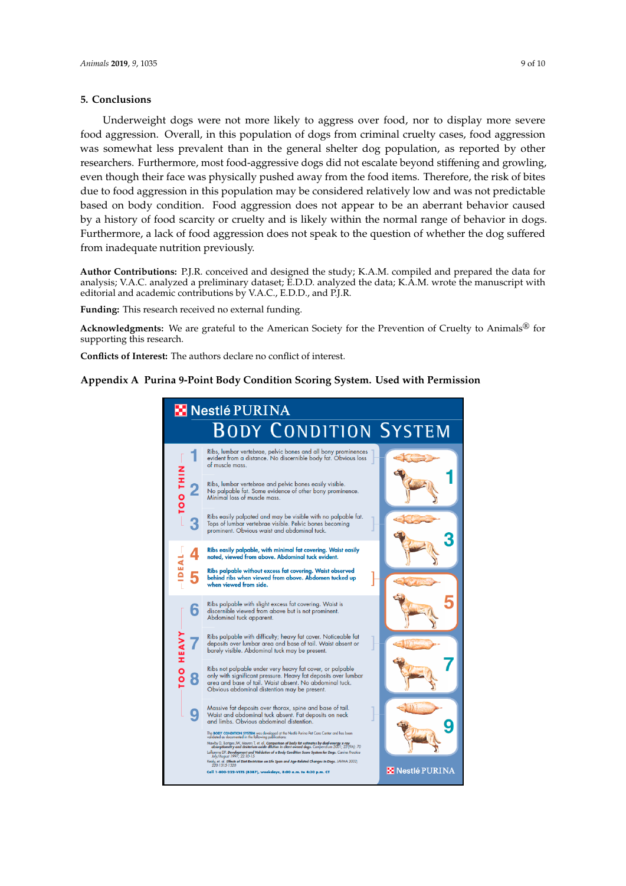## 5. Conclusions

Underweight dogs were not more likely to aggress over food, nor to display more severe food aggression. Overall, in this population of dogs from criminal cruelty cases, food aggression was somewhat less prevalent than in the general shelter dog population, as reported by other researchers. Furthermore, most food-aggressive dogs did not escalate beyond stiffening and growling, even though their face was physically pushed away from the food items. Therefore, the risk of bites due to food aggression in this population may be considered relatively low and was not predictable based on body condition. Food aggression does not appear to be an aberrant behavior caused by a history of food scarcity or cruelty and is likely within the normal range of behavior in dogs. Furthermore, a lack of food aggression does not speak to the question of whether the dog suffered from inadequate nutrition previously.

**Author Contributions:** P.J.R. conceived and designed the study; K.A.M. compiled and prepared the data for analysis; V.A.C. analyzed a preliminary dataset; E.D.D. analyzed the data; K.A.M. wrote the manuscript with editorial and academic contributions by V.A.C., E.D.D., and P.J.R.

**Funding:** This research received no external funding.

**Acknowledgments:** We are grateful to the American Society for the Prevention of Cruelty to Animals® for supporting this research.

**Conflicts of Interest:** The authors declare no conflict of interest.

## Appendix A Purina 9-Point Body Condition Scoring System. Used with Permission

**Nestlé PURINA**

**BODY CONDITION SYSTEM**

| Category | Score | Description |
|---|---|---|
| TOO THIN | 1 | Ribs, lumbar vertebrae, pelvic bones and all bony prominences evident from a distance. No discernible body fat. Obvious loss of muscle mass. |
| | 2 | Ribs, lumbar vertebrae and pelvic bones easily visible. No palpable fat. Some evidence of other bony prominence. Minimal loss of muscle mass. |
| | 3 | Ribs easily palpated and may be visible with no palpable fat. Tops of lumbar vertebrae visible. Pelvic bones becoming prominent. Obvious waist and abdominal tuck. |
| IDEAL | 4 | Ribs easily palpable, with minimal fat covering. Waist easily noted, viewed from above. Abdominal tuck evident. |
| | 5 | Ribs palpable without excess fat covering. Waist observed behind ribs when viewed from above. Abdomen tucked up when viewed from side. |
| TOO HEAVY | 6 | Ribs palpable with slight excess fat covering. Waist is discernible viewed from above but is not prominent. Abdominal tuck apparent. |
| | 7 | Ribs palpable with difficulty; heavy fat cover. Noticeable fat deposits over lumbar area and base of tail. Waist absent or barely visible. Abdominal tuck may be present. |
| | 8 | Ribs not palpable under very heavy fat cover, or palpable only with significant pressure. Heavy fat deposits over lumbar area and base of tail. Waist absent. No abdominal tuck. Obvious abdominal distention may be present. |
| | 9 | Massive fat deposits over thorax, spine and base of tail. Waist and abdominal tuck absent. Fat deposits on neck and limbs. Obvious abdominal distention. |

The BODY CONDITION SYSTEM was developed at the Nestlé Purina Pet Care Center and has been validated as documented in the following publications:

Mawby D, Bartges JW, Moyers T, et al. Comparison of body fat estimates by dual-energy x-ray absorptiometry and deuterium oxide dilution in client owned dogs. Compendium 2001; 23 (9A): 70

Laflamme DP. Development and Validation of a Body Condition Score System for Dogs. Canine Practice July/August 1997; 22:10-15

Kealy, et al. Effects of Diet Restriction on Life Span and Age-Related Changes in Dogs. JAVMA 2002; 220:1315-1320

Call 1-800-222-VETS (8387), weekdays, 8:00 a.m. to 4:30 p.m. CT

Nestlé PURINA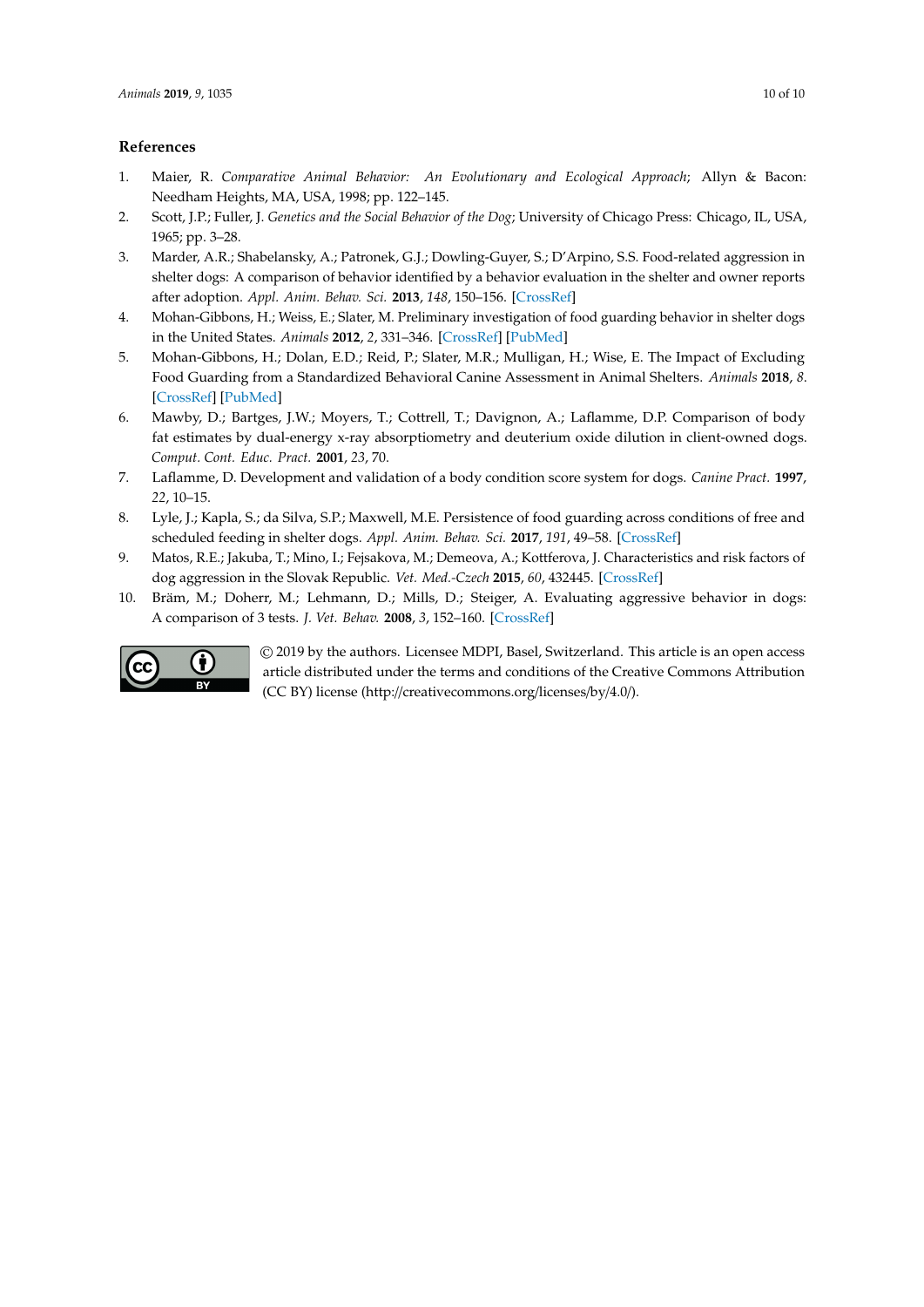## References

1. Maier, R. *Comparative Animal Behavior: An Evolutionary and Ecological Approach*; Allyn & Bacon: Needham Heights, MA, USA, 1998; pp. 122–145.
2. Scott, J.P.; Fuller, J. *Genetics and the Social Behavior of the Dog*; University of Chicago Press: Chicago, IL, USA, 1965; pp. 3–28.
3. Marder, A.R.; Shabelansky, A.; Patronek, G.J.; Dowling-Guyer, S.; D'Arpino, S.S. Food-related aggression in shelter dogs: A comparison of behavior identified by a behavior evaluation in the shelter and owner reports after adoption. *Appl. Anim. Behav. Sci.* **2013**, *148*, 150–156. [CrossRef]
4. Mohan-Gibbons, H.; Weiss, E.; Slater, M. Preliminary investigation of food guarding behavior in shelter dogs in the United States. *Animals* **2012**, *2*, 331–346. [CrossRef] [PubMed]
5. Mohan-Gibbons, H.; Dolan, E.D.; Reid, P.; Slater, M.R.; Mulligan, H.; Wise, E. The Impact of Excluding Food Guarding from a Standardized Behavioral Canine Assessment in Animal Shelters. *Animals* **2018**, *8*. [CrossRef] [PubMed]
6. Mawby, D.; Bartges, J.W.; Moyers, T.; Cottrell, T.; Davignon, A.; Laflamme, D.P. Comparison of body fat estimates by dual-energy x-ray absorptiometry and deuterium oxide dilution in client-owned dogs. *Comput. Cont. Educ. Pract.* **2001**, *23*, 70.
7. Laflamme, D. Development and validation of a body condition score system for dogs. *Canine Pract.* **1997**, *22*, 10–15.
8. Lyle, J.; Kapla, S.; da Silva, S.P.; Maxwell, M.E. Persistence of food guarding across conditions of free and scheduled feeding in shelter dogs. *Appl. Anim. Behav. Sci.* **2017**, *191*, 49–58. [CrossRef]
9. Matos, R.E.; Jakuba, T.; Mino, I.; Fejsakova, M.; Demeova, A.; Kottferova, J. Characteristics and risk factors of dog aggression in the Slovak Republic. *Vet. Med.-Czech* **2015**, *60*, 432445. [CrossRef]
10. Bräm, M.; Doherr, M.; Lehmann, D.; Mills, D.; Steiger, A. Evaluating aggressive behavior in dogs: A comparison of 3 tests. *J. Vet. Behav.* **2008**, *3*, 152–160. [CrossRef]

© 2019 by the authors. Licensee MDPI, Basel, Switzerland. This article is an open access article distributed under the terms and conditions of the Creative Commons Attribution (CC BY) license (http://creativecommons.org/licenses/by/4.0/).